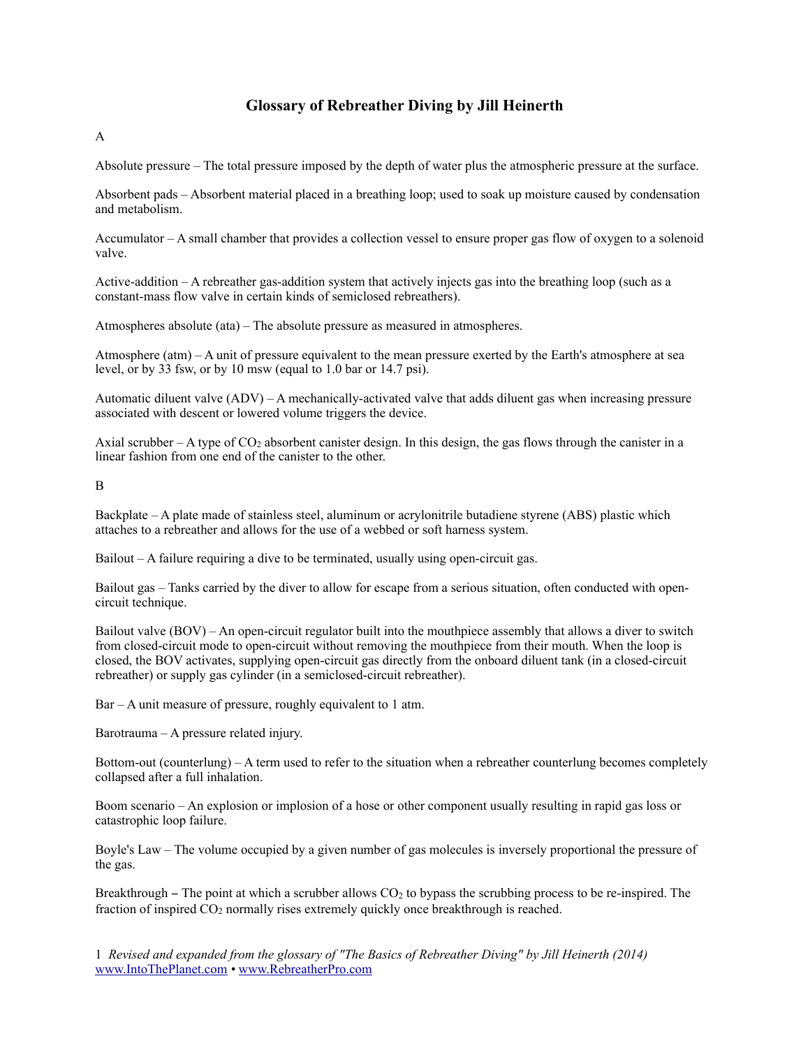# Glossary of Rebreather Diving by Jill Heinerth

## A

Absolute pressure – The total pressure imposed by the depth of water plus the atmospheric pressure at the surface.

Absorbent pads – Absorbent material placed in a breathing loop; used to soak up moisture caused by condensation and metabolism.

Accumulator – A small chamber that provides a collection vessel to ensure proper gas flow of oxygen to a solenoid valve.

Active-addition – A rebreather gas-addition system that actively injects gas into the breathing loop (such as a constant-mass flow valve in certain kinds of semiclosed rebreathers).

Atmospheres absolute (ata) – The absolute pressure as measured in atmospheres.

Atmosphere (atm) – A unit of pressure equivalent to the mean pressure exerted by the Earth's atmosphere at sea level, or by 33 fsw, or by 10 msw (equal to 1.0 bar or 14.7 psi).

Automatic diluent valve (ADV) – A mechanically-activated valve that adds diluent gas when increasing pressure associated with descent or lowered volume triggers the device.

Axial scrubber – A type of $CO_2$ absorbent canister design. In this design, the gas flows through the canister in a linear fashion from one end of the canister to the other.

## B

Backplate – A plate made of stainless steel, aluminum or acrylonitrile butadiene styrene (ABS) plastic which attaches to a rebreather and allows for the use of a webbed or soft harness system.

Bailout – A failure requiring a dive to be terminated, usually using open-circuit gas.

Bailout gas – Tanks carried by the diver to allow for escape from a serious situation, often conducted with open-circuit technique.

Bailout valve (BOV) – An open-circuit regulator built into the mouthpiece assembly that allows a diver to switch from closed-circuit mode to open-circuit without removing the mouthpiece from their mouth. When the loop is closed, the BOV activates, supplying open-circuit gas directly from the onboard diluent tank (in a closed-circuit rebreather) or supply gas cylinder (in a semiclosed-circuit rebreather).

Bar – A unit measure of pressure, roughly equivalent to 1 atm.

Barotrauma – A pressure related injury.

Bottom-out (counterlung) – A term used to refer to the situation when a rebreather counterlung becomes completely collapsed after a full inhalation.

Boom scenario – An explosion or implosion of a hose or other component usually resulting in rapid gas loss or catastrophic loop failure.

Boyle's Law – The volume occupied by a given number of gas molecules is inversely proportional the pressure of the gas.

Breakthrough – The point at which a scrubber allows $CO_2$ to bypass the scrubbing process to be re-inspired. The fraction of inspired $CO_2$ normally rises extremely quickly once breakthrough is reached.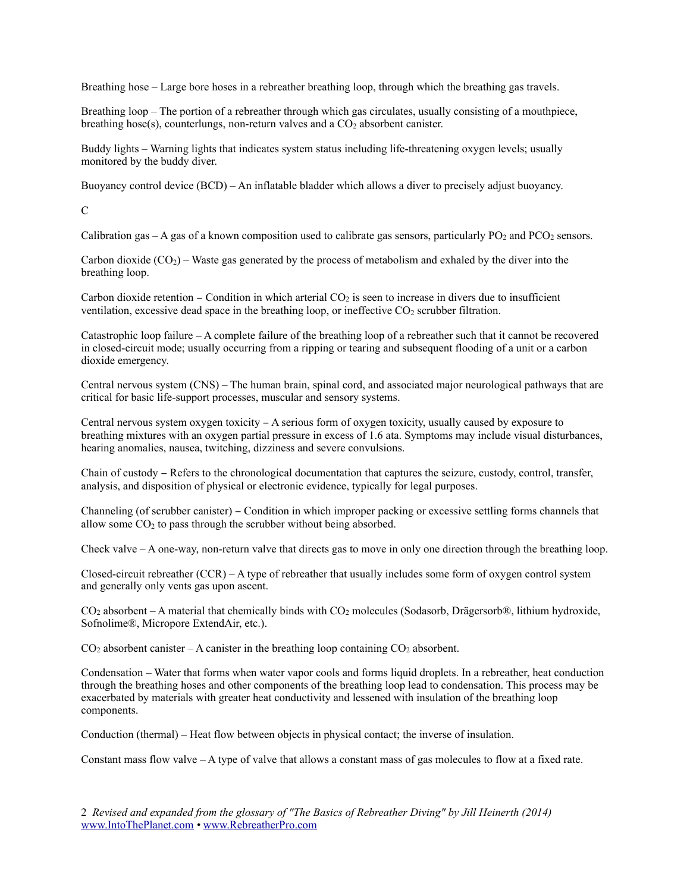Breathing hose – Large bore hoses in a rebreather breathing loop, through which the breathing gas travels.

Breathing loop – The portion of a rebreather through which gas circulates, usually consisting of a mouthpiece, breathing hose(s), counterlungs, non-return valves and a $CO_2$ absorbent canister.

Buddy lights – Warning lights that indicates system status including life-threatening oxygen levels; usually monitored by the buddy diver.

Buoyancy control device (BCD) – An inflatable bladder which allows a diver to precisely adjust buoyancy.

C

Calibration gas – A gas of a known composition used to calibrate gas sensors, particularly $PO_2$ and $PCO_2$ sensors.

Carbon dioxide ($CO_2$) – Waste gas generated by the process of metabolism and exhaled by the diver into the breathing loop.

Carbon dioxide retention – Condition in which arterial $CO_2$ is seen to increase in divers due to insufficient ventilation, excessive dead space in the breathing loop, or ineffective $CO_2$ scrubber filtration.

Catastrophic loop failure – A complete failure of the breathing loop of a rebreather such that it cannot be recovered in closed-circuit mode; usually occurring from a ripping or tearing and subsequent flooding of a unit or a carbon dioxide emergency.

Central nervous system (CNS) – The human brain, spinal cord, and associated major neurological pathways that are critical for basic life-support processes, muscular and sensory systems.

Central nervous system oxygen toxicity – A serious form of oxygen toxicity, usually caused by exposure to breathing mixtures with an oxygen partial pressure in excess of 1.6 ata. Symptoms may include visual disturbances, hearing anomalies, nausea, twitching, dizziness and severe convulsions.

Chain of custody – Refers to the chronological documentation that captures the seizure, custody, control, transfer, analysis, and disposition of physical or electronic evidence, typically for legal purposes.

Channeling (of scrubber canister) – Condition in which improper packing or excessive settling forms channels that allow some $CO_2$ to pass through the scrubber without being absorbed.

Check valve – A one-way, non-return valve that directs gas to move in only one direction through the breathing loop.

Closed-circuit rebreather (CCR) – A type of rebreather that usually includes some form of oxygen control system and generally only vents gas upon ascent.

$CO_2$ absorbent – A material that chemically binds with $CO_2$ molecules (Sodasorb, Drägersorb®, lithium hydroxide, Sofnolime®, Micropore ExtendAir, etc.).

$CO_2$ absorbent canister – A canister in the breathing loop containing $CO_2$ absorbent.

Condensation – Water that forms when water vapor cools and forms liquid droplets. In a rebreather, heat conduction through the breathing hoses and other components of the breathing loop lead to condensation. This process may be exacerbated by materials with greater heat conductivity and lessened with insulation of the breathing loop components.

Conduction (thermal) – Heat flow between objects in physical contact; the inverse of insulation.

Constant mass flow valve – A type of valve that allows a constant mass of gas molecules to flow at a fixed rate.

*Revised and expanded from the glossary of "The Basics of Rebreather Diving" by Jill Heinerth (2014)*
www.IntoThePlanet.com • www.RebreatherPro.com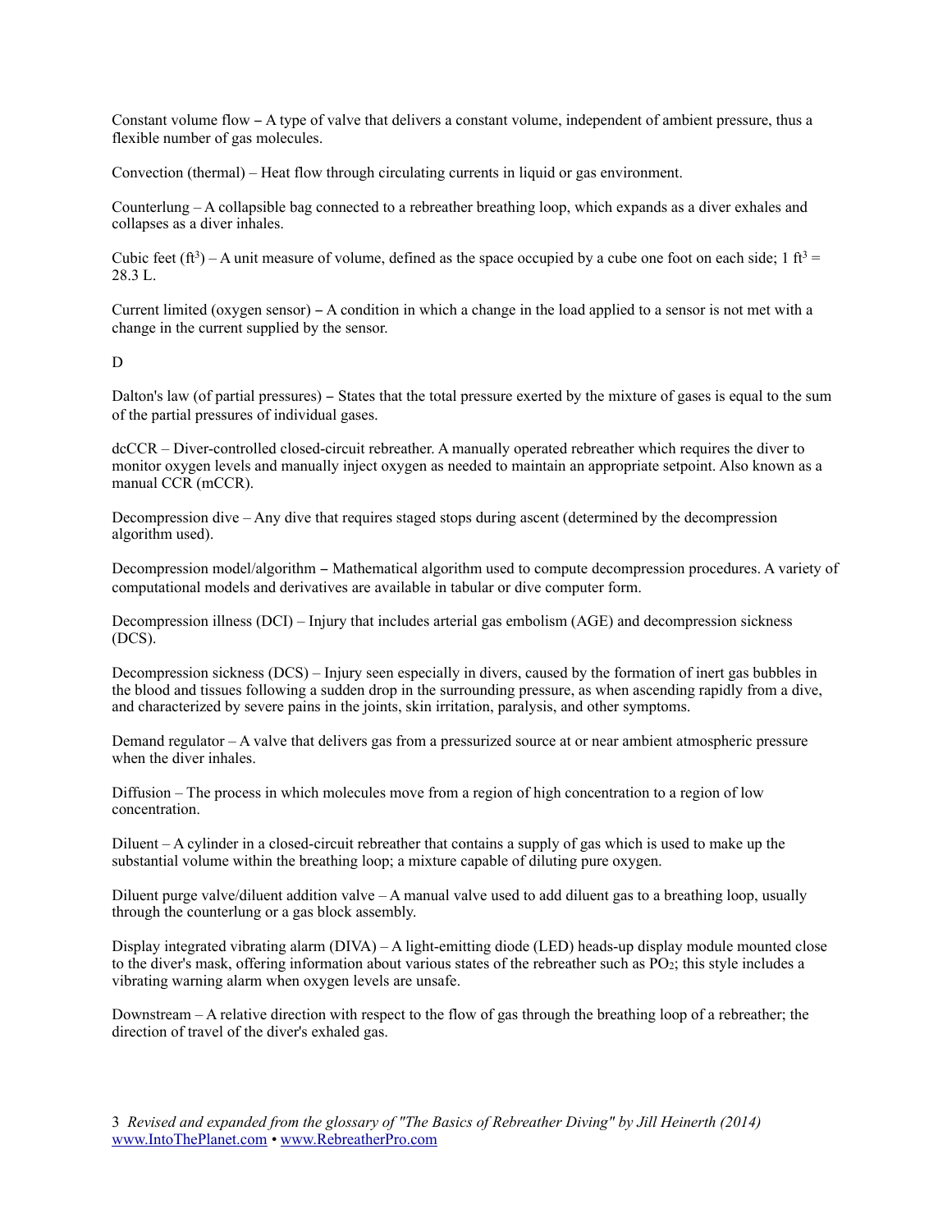Constant volume flow – A type of valve that delivers a constant volume, independent of ambient pressure, thus a flexible number of gas molecules.

Convection (thermal) – Heat flow through circulating currents in liquid or gas environment.

Counterlung – A collapsible bag connected to a rebreather breathing loop, which expands as a diver exhales and collapses as a diver inhales.

Cubic feet ($ft^3$) – A unit measure of volume, defined as the space occupied by a cube one foot on each side; 1 $ft^3$ = 28.3 L.

Current limited (oxygen sensor) – A condition in which a change in the load applied to a sensor is not met with a change in the current supplied by the sensor.

## D

Dalton's law (of partial pressures) – States that the total pressure exerted by the mixture of gases is equal to the sum of the partial pressures of individual gases.

dcCCR – Diver-controlled closed-circuit rebreather. A manually operated rebreather which requires the diver to monitor oxygen levels and manually inject oxygen as needed to maintain an appropriate setpoint. Also known as a manual CCR (mCCR).

Decompression dive – Any dive that requires staged stops during ascent (determined by the decompression algorithm used).

Decompression model/algorithm – Mathematical algorithm used to compute decompression procedures. A variety of computational models and derivatives are available in tabular or dive computer form.

Decompression illness (DCI) – Injury that includes arterial gas embolism (AGE) and decompression sickness (DCS).

Decompression sickness (DCS) – Injury seen especially in divers, caused by the formation of inert gas bubbles in the blood and tissues following a sudden drop in the surrounding pressure, as when ascending rapidly from a dive, and characterized by severe pains in the joints, skin irritation, paralysis, and other symptoms.

Demand regulator – A valve that delivers gas from a pressurized source at or near ambient atmospheric pressure when the diver inhales.

Diffusion – The process in which molecules move from a region of high concentration to a region of low concentration.

Diluent – A cylinder in a closed-circuit rebreather that contains a supply of gas which is used to make up the substantial volume within the breathing loop; a mixture capable of diluting pure oxygen.

Diluent purge valve/diluent addition valve – A manual valve used to add diluent gas to a breathing loop, usually through the counterlung or a gas block assembly.

Display integrated vibrating alarm (DIVA) – A light-emitting diode (LED) heads-up display module mounted close to the diver's mask, offering information about various states of the rebreather such as $PO_2$; this style includes a vibrating warning alarm when oxygen levels are unsafe.

Downstream – A relative direction with respect to the flow of gas through the breathing loop of a rebreather; the direction of travel of the diver's exhaled gas.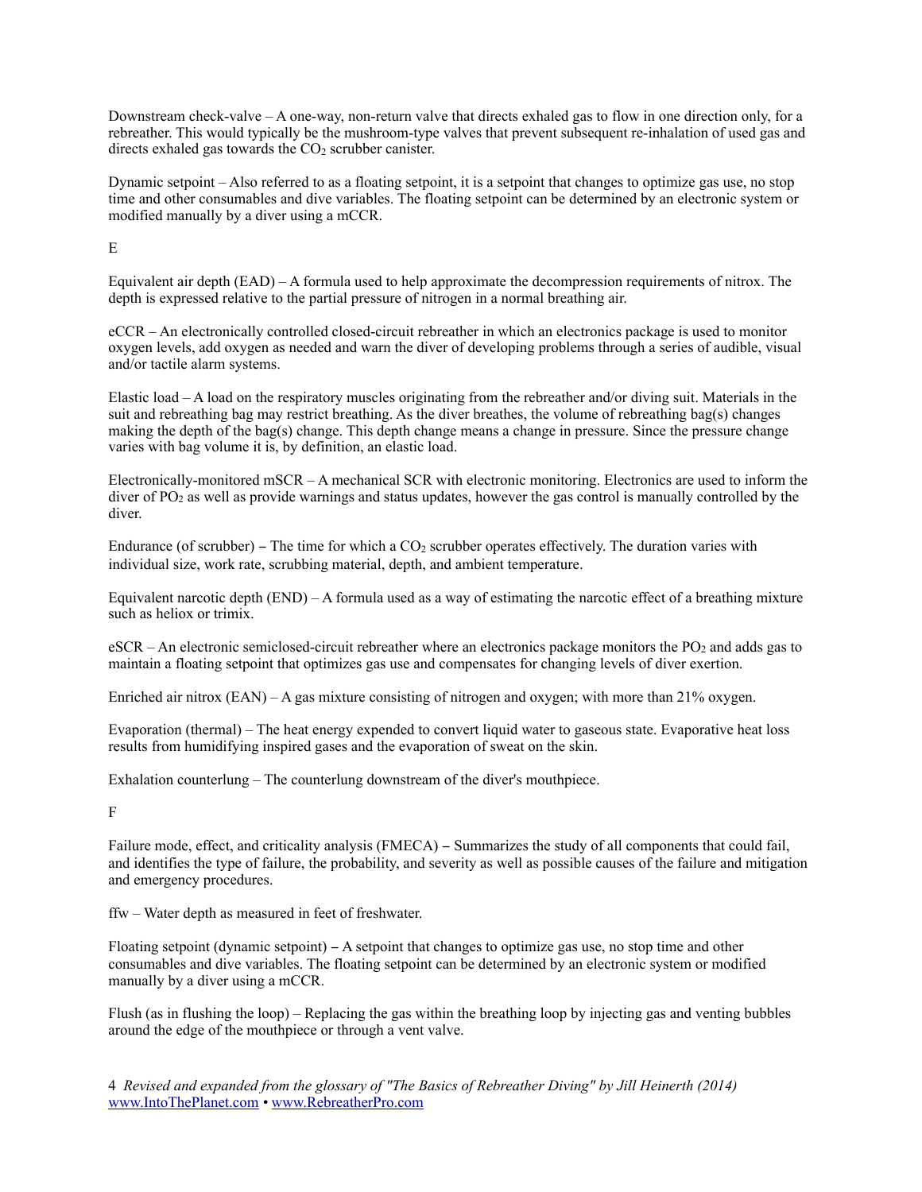Downstream check-valve – A one-way, non-return valve that directs exhaled gas to flow in one direction only, for a rebreather. This would typically be the mushroom-type valves that prevent subsequent re-inhalation of used gas and directs exhaled gas towards the $CO_2$ scrubber canister.

Dynamic setpoint – Also referred to as a floating setpoint, it is a setpoint that changes to optimize gas use, no stop time and other consumables and dive variables. The floating setpoint can be determined by an electronic system or modified manually by a diver using a mCCR.

E

Equivalent air depth (EAD) – A formula used to help approximate the decompression requirements of nitrox. The depth is expressed relative to the partial pressure of nitrogen in a normal breathing air.

eCCR – An electronically controlled closed-circuit rebreather in which an electronics package is used to monitor oxygen levels, add oxygen as needed and warn the diver of developing problems through a series of audible, visual and/or tactile alarm systems.

Elastic load – A load on the respiratory muscles originating from the rebreather and/or diving suit. Materials in the suit and rebreathing bag may restrict breathing. As the diver breathes, the volume of rebreathing bag(s) changes making the depth of the bag(s) change. This depth change means a change in pressure. Since the pressure change varies with bag volume it is, by definition, an elastic load.

Electronically-monitored mSCR – A mechanical SCR with electronic monitoring. Electronics are used to inform the diver of $PO_2$ as well as provide warnings and status updates, however the gas control is manually controlled by the diver.

Endurance (of scrubber) – The time for which a $CO_2$ scrubber operates effectively. The duration varies with individual size, work rate, scrubbing material, depth, and ambient temperature.

Equivalent narcotic depth (END) – A formula used as a way of estimating the narcotic effect of a breathing mixture such as heliox or trimix.

eSCR – An electronic semiclosed-circuit rebreather where an electronics package monitors the $PO_2$ and adds gas to maintain a floating setpoint that optimizes gas use and compensates for changing levels of diver exertion.

Enriched air nitrox (EAN) – A gas mixture consisting of nitrogen and oxygen; with more than 21% oxygen.

Evaporation (thermal) – The heat energy expended to convert liquid water to gaseous state. Evaporative heat loss results from humidifying inspired gases and the evaporation of sweat on the skin.

Exhalation counterlung – The counterlung downstream of the diver's mouthpiece.

F

Failure mode, effect, and criticality analysis (FMECA) – Summarizes the study of all components that could fail, and identifies the type of failure, the probability, and severity as well as possible causes of the failure and mitigation and emergency procedures.

ffw – Water depth as measured in feet of freshwater.

Floating setpoint (dynamic setpoint) – A setpoint that changes to optimize gas use, no stop time and other consumables and dive variables. The floating setpoint can be determined by an electronic system or modified manually by a diver using a mCCR.

Flush (as in flushing the loop) – Replacing the gas within the breathing loop by injecting gas and venting bubbles around the edge of the mouthpiece or through a vent valve.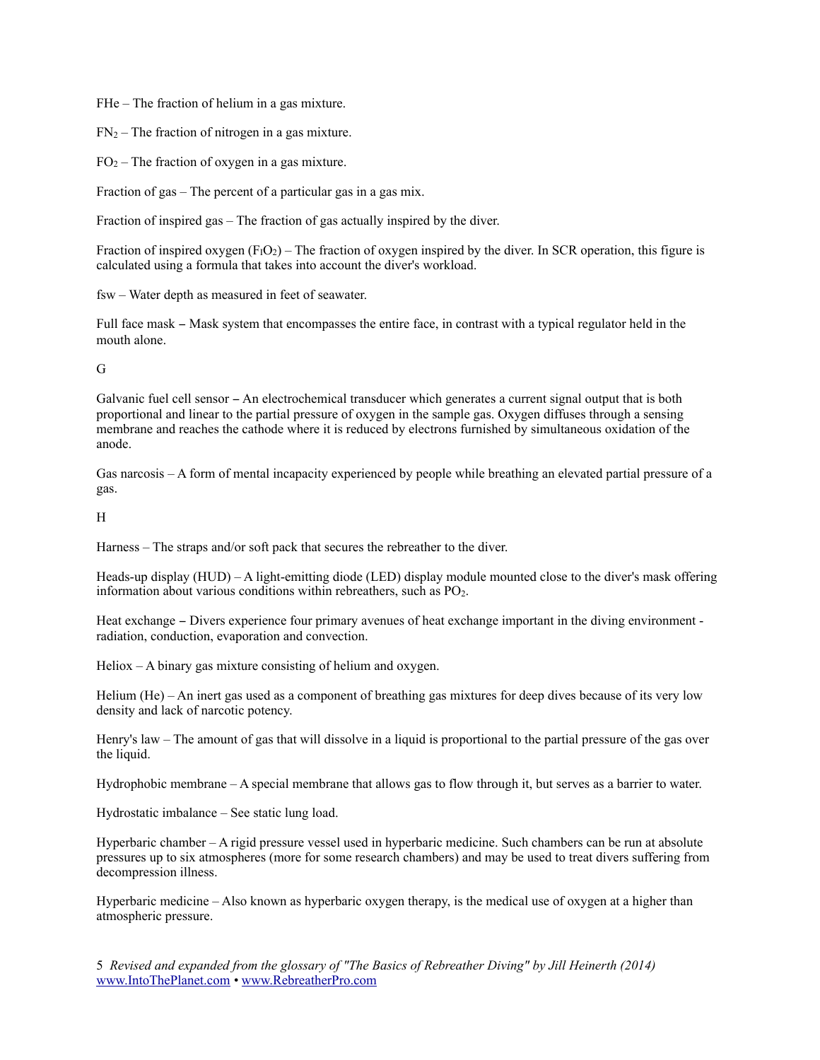FHe – The fraction of helium in a gas mixture.

$FN_2$ – The fraction of nitrogen in a gas mixture.

$FO_2$ – The fraction of oxygen in a gas mixture.

Fraction of gas – The percent of a particular gas in a gas mix.

Fraction of inspired gas – The fraction of gas actually inspired by the diver.

Fraction of inspired oxygen ($F_IO_2$) – The fraction of oxygen inspired by the diver. In SCR operation, this figure is calculated using a formula that takes into account the diver's workload.

fsw – Water depth as measured in feet of seawater.

Full face mask – Mask system that encompasses the entire face, in contrast with a typical regulator held in the mouth alone.

G

Galvanic fuel cell sensor – An electrochemical transducer which generates a current signal output that is both proportional and linear to the partial pressure of oxygen in the sample gas. Oxygen diffuses through a sensing membrane and reaches the cathode where it is reduced by electrons furnished by simultaneous oxidation of the anode.

Gas narcosis – A form of mental incapacity experienced by people while breathing an elevated partial pressure of a gas.

H

Harness – The straps and/or soft pack that secures the rebreather to the diver.

Heads-up display (HUD) – A light-emitting diode (LED) display module mounted close to the diver's mask offering information about various conditions within rebreathers, such as $PO_2$.

Heat exchange – Divers experience four primary avenues of heat exchange important in the diving environment - radiation, conduction, evaporation and convection.

Heliox – A binary gas mixture consisting of helium and oxygen.

Helium (He) – An inert gas used as a component of breathing gas mixtures for deep dives because of its very low density and lack of narcotic potency.

Henry's law – The amount of gas that will dissolve in a liquid is proportional to the partial pressure of the gas over the liquid.

Hydrophobic membrane – A special membrane that allows gas to flow through it, but serves as a barrier to water.

Hydrostatic imbalance – See static lung load.

Hyperbaric chamber – A rigid pressure vessel used in hyperbaric medicine. Such chambers can be run at absolute pressures up to six atmospheres (more for some research chambers) and may be used to treat divers suffering from decompression illness.

Hyperbaric medicine – Also known as hyperbaric oxygen therapy, is the medical use of oxygen at a higher than atmospheric pressure.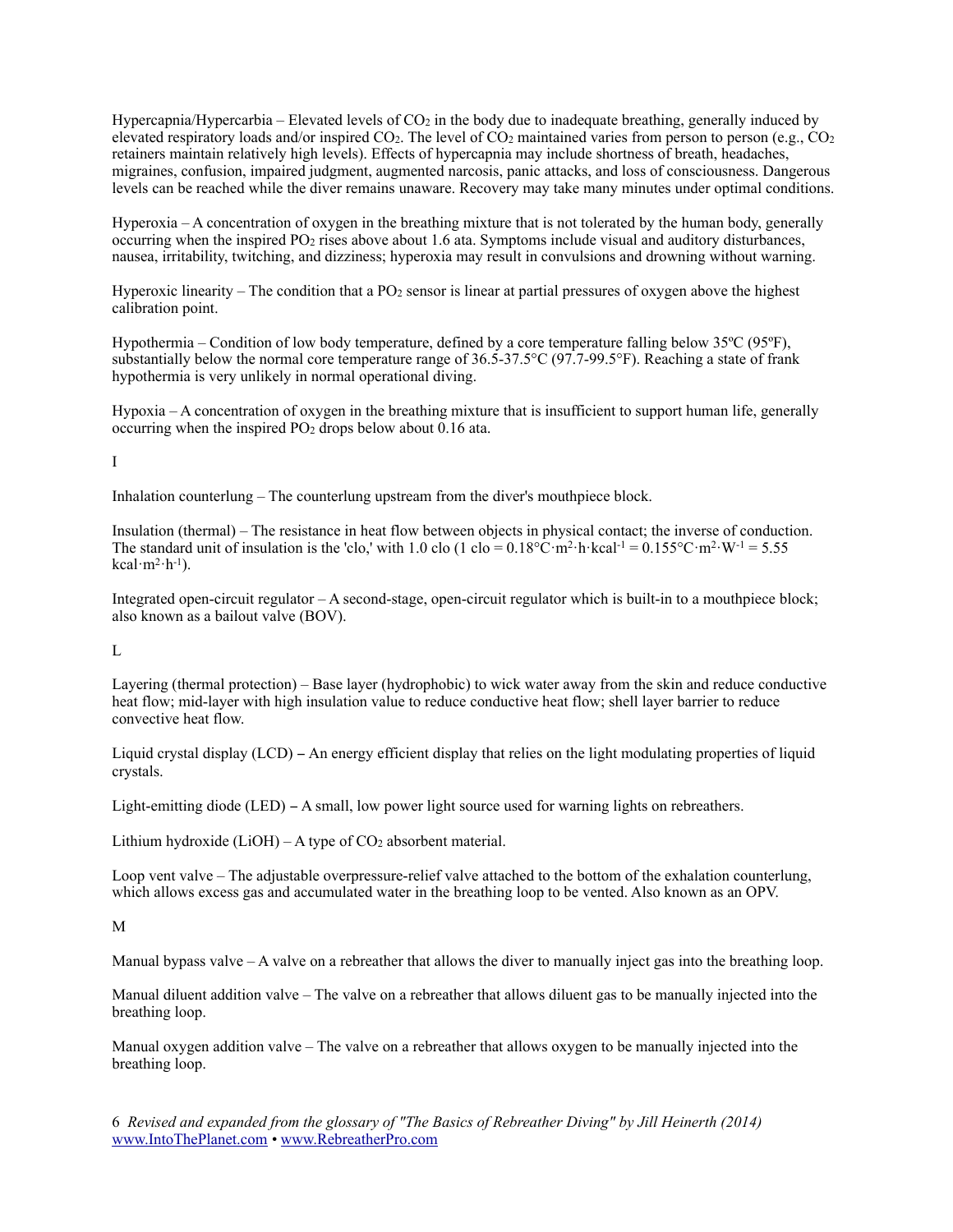Hypercapnia/Hypercarbia – Elevated levels of $CO_2$ in the body due to inadequate breathing, generally induced by elevated respiratory loads and/or inspired $CO_2$. The level of $CO_2$ maintained varies from person to person (e.g., $CO_2$ retainers maintain relatively high levels). Effects of hypercapnia may include shortness of breath, headaches, migraines, confusion, impaired judgment, augmented narcosis, panic attacks, and loss of consciousness. Dangerous levels can be reached while the diver remains unaware. Recovery may take many minutes under optimal conditions.

Hyperoxia – A concentration of oxygen in the breathing mixture that is not tolerated by the human body, generally occurring when the inspired $PO_2$ rises above about 1.6 ata. Symptoms include visual and auditory disturbances, nausea, irritability, twitching, and dizziness; hyperoxia may result in convulsions and drowning without warning.

Hyperoxic linearity – The condition that a $PO_2$ sensor is linear at partial pressures of oxygen above the highest calibration point.

Hypothermia – Condition of low body temperature, defined by a core temperature falling below 35ºC (95ºF), substantially below the normal core temperature range of 36.5-37.5°C (97.7-99.5°F). Reaching a state of frank hypothermia is very unlikely in normal operational diving.

Hypoxia – A concentration of oxygen in the breathing mixture that is insufficient to support human life, generally occurring when the inspired $PO_2$ drops below about 0.16 ata.

I

Inhalation counterlung – The counterlung upstream from the diver's mouthpiece block.

Insulation (thermal) – The resistance in heat flow between objects in physical contact; the inverse of conduction. The standard unit of insulation is the 'clo,' with 1.0 clo (1 clo = $0.18°C \cdot m^2 \cdot h \cdot kcal^{-1}$ = $0.155°C \cdot m^2 \cdot W^{-1}$ = $5.55\ kcal \cdot m^2 \cdot h^{-1}$).

Integrated open-circuit regulator – A second-stage, open-circuit regulator which is built-in to a mouthpiece block; also known as a bailout valve (BOV).

L

Layering (thermal protection) – Base layer (hydrophobic) to wick water away from the skin and reduce conductive heat flow; mid-layer with high insulation value to reduce conductive heat flow; shell layer barrier to reduce convective heat flow.

Liquid crystal display (LCD) – An energy efficient display that relies on the light modulating properties of liquid crystals.

Light-emitting diode (LED) – A small, low power light source used for warning lights on rebreathers.

Lithium hydroxide (LiOH) – A type of $CO_2$ absorbent material.

Loop vent valve – The adjustable overpressure-relief valve attached to the bottom of the exhalation counterlung, which allows excess gas and accumulated water in the breathing loop to be vented. Also known as an OPV.

M

Manual bypass valve – A valve on a rebreather that allows the diver to manually inject gas into the breathing loop.

Manual diluent addition valve – The valve on a rebreather that allows diluent gas to be manually injected into the breathing loop.

Manual oxygen addition valve – The valve on a rebreather that allows oxygen to be manually injected into the breathing loop.

*Revised and expanded from the glossary of "The Basics of Rebreather Diving" by Jill Heinerth (2014)*
www.IntoThePlanet.com • www.RebreatherPro.com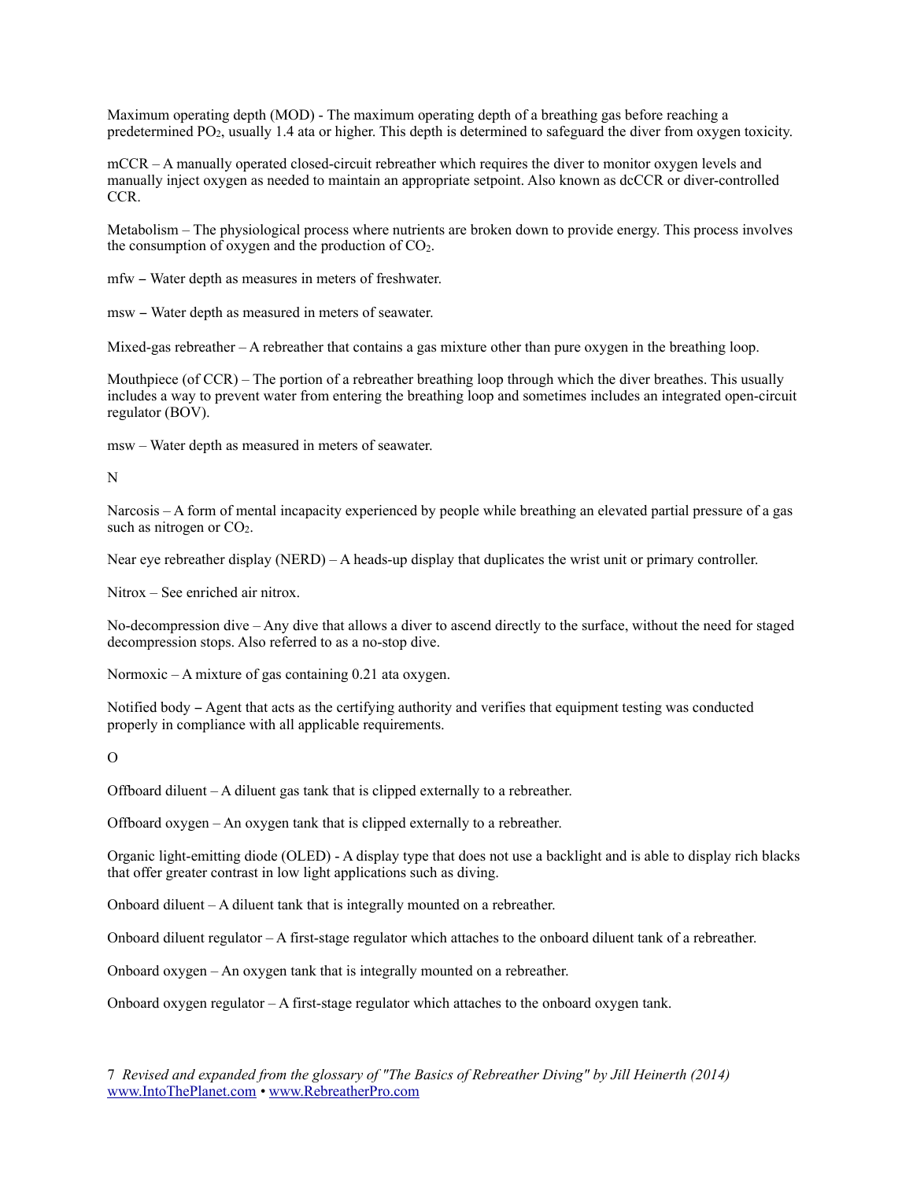Maximum operating depth (MOD) - The maximum operating depth of a breathing gas before reaching a predetermined $PO_2$, usually 1.4 ata or higher. This depth is determined to safeguard the diver from oxygen toxicity.

mCCR – A manually operated closed-circuit rebreather which requires the diver to monitor oxygen levels and manually inject oxygen as needed to maintain an appropriate setpoint. Also known as dcCCR or diver-controlled CCR.

Metabolism – The physiological process where nutrients are broken down to provide energy. This process involves the consumption of oxygen and the production of $CO_2$.

mfw – Water depth as measures in meters of freshwater.

msw – Water depth as measured in meters of seawater.

Mixed-gas rebreather – A rebreather that contains a gas mixture other than pure oxygen in the breathing loop.

Mouthpiece (of CCR) – The portion of a rebreather breathing loop through which the diver breathes. This usually includes a way to prevent water from entering the breathing loop and sometimes includes an integrated open-circuit regulator (BOV).

msw – Water depth as measured in meters of seawater.

N

Narcosis – A form of mental incapacity experienced by people while breathing an elevated partial pressure of a gas such as nitrogen or $CO_2$.

Near eye rebreather display (NERD) – A heads-up display that duplicates the wrist unit or primary controller.

Nitrox – See enriched air nitrox.

No-decompression dive – Any dive that allows a diver to ascend directly to the surface, without the need for staged decompression stops. Also referred to as a no-stop dive.

Normoxic – A mixture of gas containing 0.21 ata oxygen.

Notified body – Agent that acts as the certifying authority and verifies that equipment testing was conducted properly in compliance with all applicable requirements.

O

Offboard diluent – A diluent gas tank that is clipped externally to a rebreather.

Offboard oxygen – An oxygen tank that is clipped externally to a rebreather.

Organic light-emitting diode (OLED) - A display type that does not use a backlight and is able to display rich blacks that offer greater contrast in low light applications such as diving.

Onboard diluent – A diluent tank that is integrally mounted on a rebreather.

Onboard diluent regulator – A first-stage regulator which attaches to the onboard diluent tank of a rebreather.

Onboard oxygen – An oxygen tank that is integrally mounted on a rebreather.

Onboard oxygen regulator – A first-stage regulator which attaches to the onboard oxygen tank.

*Revised and expanded from the glossary of "The Basics of Rebreather Diving" by Jill Heinerth (2014)*
www.IntoThePlanet.com • www.RebreatherPro.com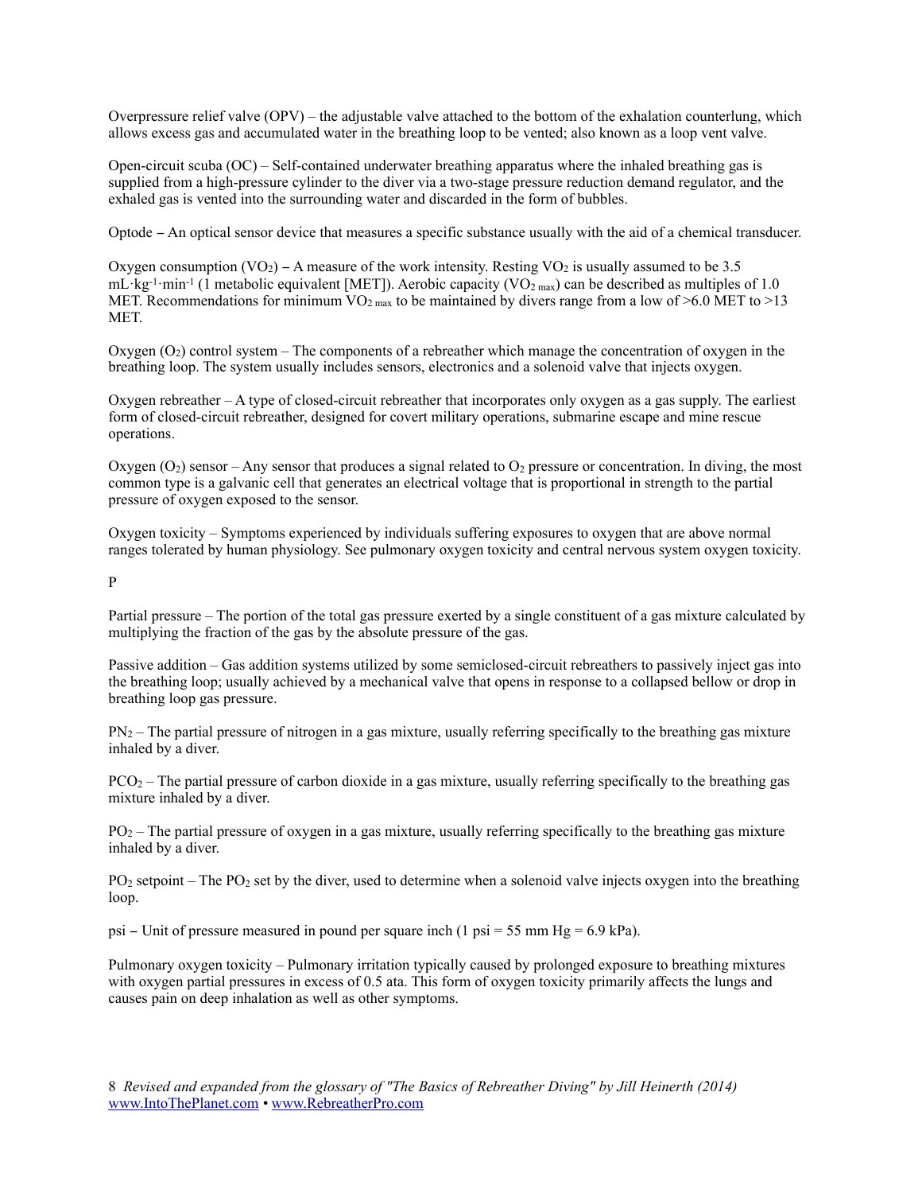Overpressure relief valve (OPV) – the adjustable valve attached to the bottom of the exhalation counterlung, which allows excess gas and accumulated water in the breathing loop to be vented; also known as a loop vent valve.

Open-circuit scuba (OC) – Self-contained underwater breathing apparatus where the inhaled breathing gas is supplied from a high-pressure cylinder to the diver via a two-stage pressure reduction demand regulator, and the exhaled gas is vented into the surrounding water and discarded in the form of bubbles.

Optode – An optical sensor device that measures a specific substance usually with the aid of a chemical transducer.

Oxygen consumption ($VO_2$) – A measure of the work intensity. Resting $VO_2$ is usually assumed to be 3.5 $mL \cdot kg^{-1} \cdot min^{-1}$ (1 metabolic equivalent [MET]). Aerobic capacity ($VO_{2\,max}$) can be described as multiples of 1.0 MET. Recommendations for minimum $VO_{2\,max}$ to be maintained by divers range from a low of >6.0 MET to >13 MET.

Oxygen ($O_2$) control system – The components of a rebreather which manage the concentration of oxygen in the breathing loop. The system usually includes sensors, electronics and a solenoid valve that injects oxygen.

Oxygen rebreather – A type of closed-circuit rebreather that incorporates only oxygen as a gas supply. The earliest form of closed-circuit rebreather, designed for covert military operations, submarine escape and mine rescue operations.

Oxygen ($O_2$) sensor – Any sensor that produces a signal related to $O_2$ pressure or concentration. In diving, the most common type is a galvanic cell that generates an electrical voltage that is proportional in strength to the partial pressure of oxygen exposed to the sensor.

Oxygen toxicity – Symptoms experienced by individuals suffering exposures to oxygen that are above normal ranges tolerated by human physiology. See pulmonary oxygen toxicity and central nervous system oxygen toxicity.

P

Partial pressure – The portion of the total gas pressure exerted by a single constituent of a gas mixture calculated by multiplying the fraction of the gas by the absolute pressure of the gas.

Passive addition – Gas addition systems utilized by some semiclosed-circuit rebreathers to passively inject gas into the breathing loop; usually achieved by a mechanical valve that opens in response to a collapsed bellow or drop in breathing loop gas pressure.

$PN_2$ – The partial pressure of nitrogen in a gas mixture, usually referring specifically to the breathing gas mixture inhaled by a diver.

$PCO_2$ – The partial pressure of carbon dioxide in a gas mixture, usually referring specifically to the breathing gas mixture inhaled by a diver.

$PO_2$ – The partial pressure of oxygen in a gas mixture, usually referring specifically to the breathing gas mixture inhaled by a diver.

$PO_2$ setpoint – The $PO_2$ set by the diver, used to determine when a solenoid valve injects oxygen into the breathing loop.

psi – Unit of pressure measured in pound per square inch (1 psi = 55 mm Hg = 6.9 kPa).

Pulmonary oxygen toxicity – Pulmonary irritation typically caused by prolonged exposure to breathing mixtures with oxygen partial pressures in excess of 0.5 ata. This form of oxygen toxicity primarily affects the lungs and causes pain on deep inhalation as well as other symptoms.

*Revised and expanded from the glossary of "The Basics of Rebreather Diving" by Jill Heinerth (2014)*
www.IntoThePlanet.com • www.RebreatherPro.com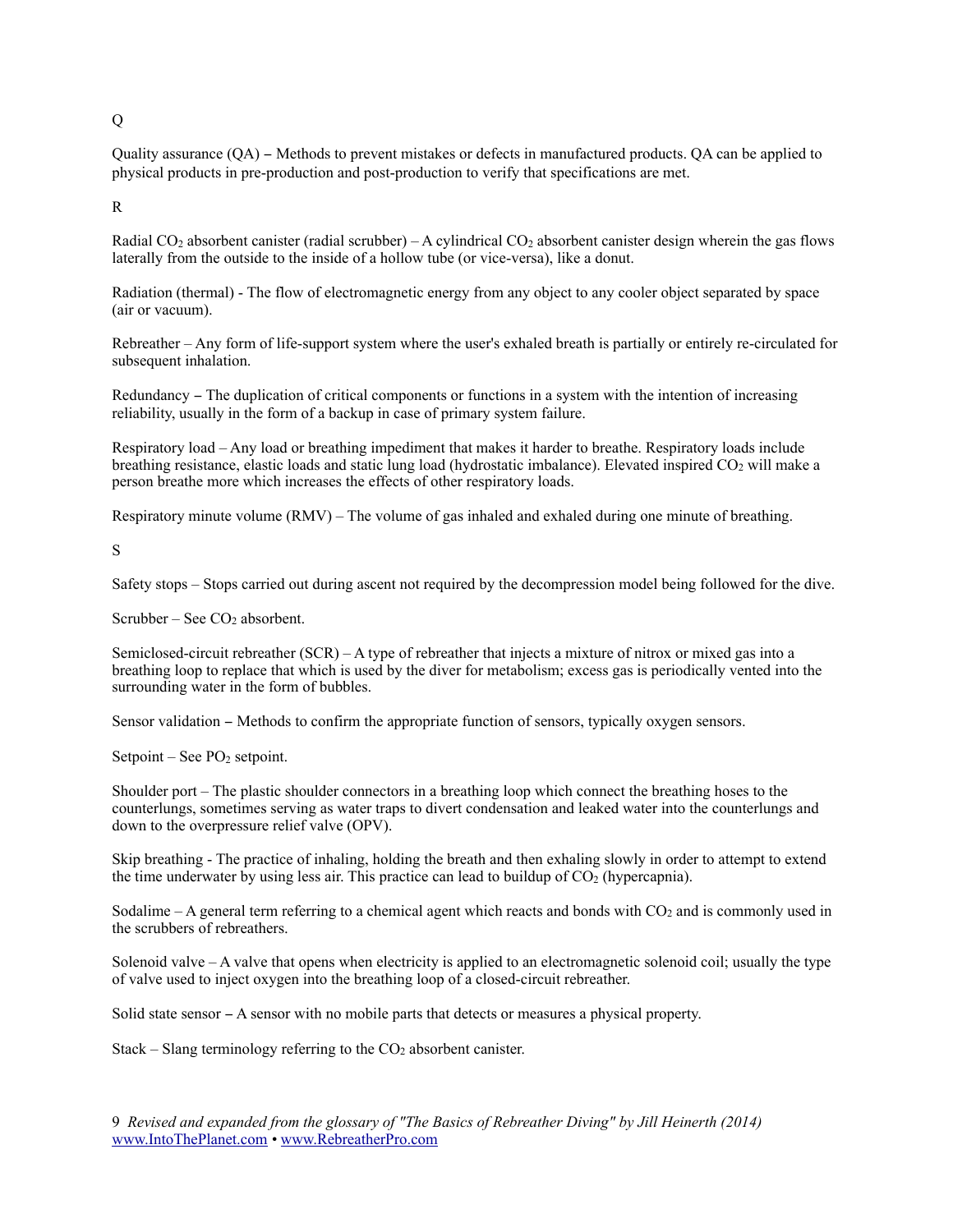Q

Quality assurance (QA) – Methods to prevent mistakes or defects in manufactured products. QA can be applied to physical products in pre-production and post-production to verify that specifications are met.

R

Radial $CO_2$ absorbent canister (radial scrubber) – A cylindrical $CO_2$ absorbent canister design wherein the gas flows laterally from the outside to the inside of a hollow tube (or vice-versa), like a donut.

Radiation (thermal) - The flow of electromagnetic energy from any object to any cooler object separated by space (air or vacuum).

Rebreather – Any form of life-support system where the user's exhaled breath is partially or entirely re-circulated for subsequent inhalation.

Redundancy – The duplication of critical components or functions in a system with the intention of increasing reliability, usually in the form of a backup in case of primary system failure.

Respiratory load – Any load or breathing impediment that makes it harder to breathe. Respiratory loads include breathing resistance, elastic loads and static lung load (hydrostatic imbalance). Elevated inspired $CO_2$ will make a person breathe more which increases the effects of other respiratory loads.

Respiratory minute volume (RMV) – The volume of gas inhaled and exhaled during one minute of breathing.

S

Safety stops – Stops carried out during ascent not required by the decompression model being followed for the dive.

Scrubber – See $CO_2$ absorbent.

Semiclosed-circuit rebreather (SCR) – A type of rebreather that injects a mixture of nitrox or mixed gas into a breathing loop to replace that which is used by the diver for metabolism; excess gas is periodically vented into the surrounding water in the form of bubbles.

Sensor validation – Methods to confirm the appropriate function of sensors, typically oxygen sensors.

Setpoint – See $PO_2$ setpoint.

Shoulder port – The plastic shoulder connectors in a breathing loop which connect the breathing hoses to the counterlungs, sometimes serving as water traps to divert condensation and leaked water into the counterlungs and down to the overpressure relief valve (OPV).

Skip breathing - The practice of inhaling, holding the breath and then exhaling slowly in order to attempt to extend the time underwater by using less air. This practice can lead to buildup of $CO_2$ (hypercapnia).

Sodalime – A general term referring to a chemical agent which reacts and bonds with $CO_2$ and is commonly used in the scrubbers of rebreathers.

Solenoid valve – A valve that opens when electricity is applied to an electromagnetic solenoid coil; usually the type of valve used to inject oxygen into the breathing loop of a closed-circuit rebreather.

Solid state sensor – A sensor with no mobile parts that detects or measures a physical property.

Stack – Slang terminology referring to the $CO_2$ absorbent canister.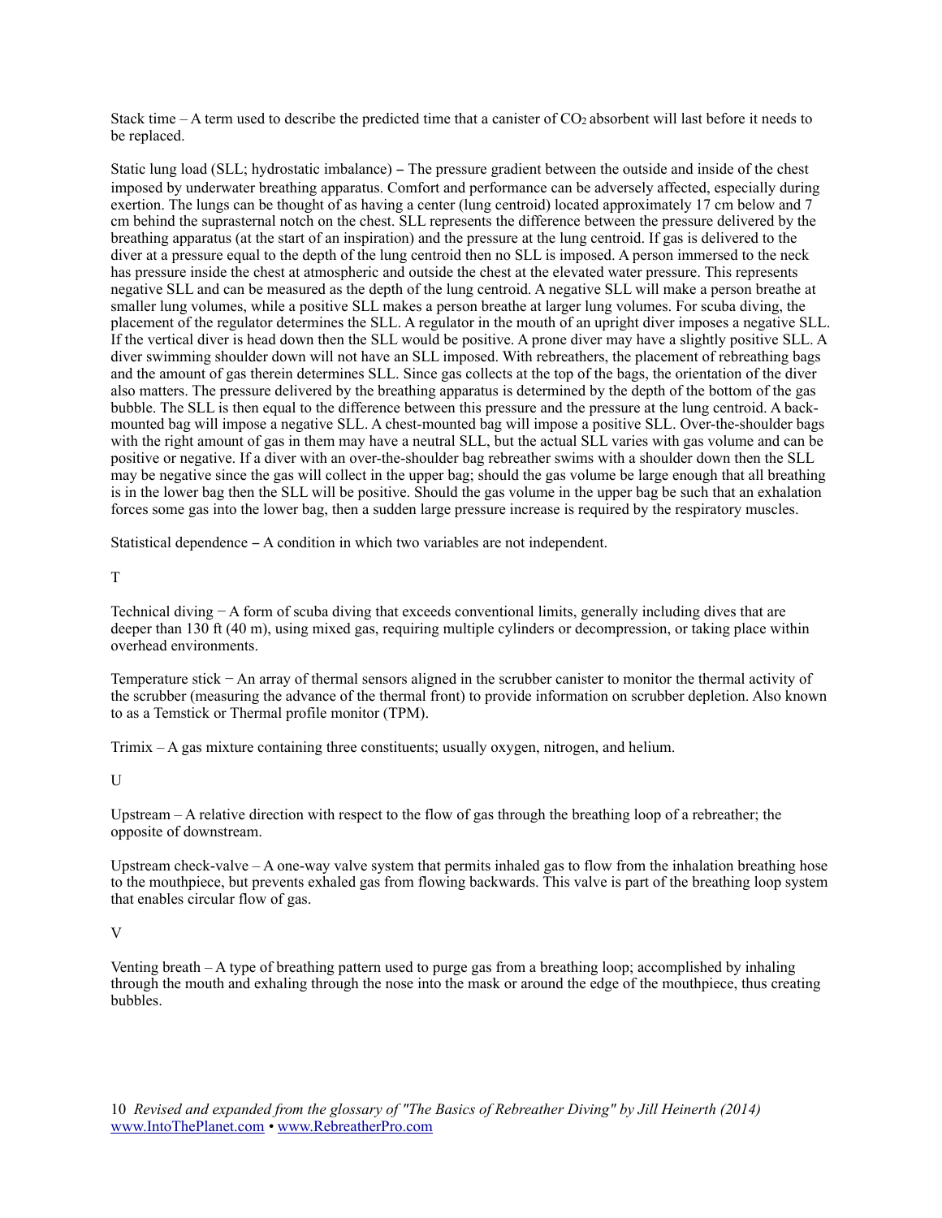Stack time – A term used to describe the predicted time that a canister of $CO_2$ absorbent will last before it needs to be replaced.

Static lung load (SLL; hydrostatic imbalance) – The pressure gradient between the outside and inside of the chest imposed by underwater breathing apparatus. Comfort and performance can be adversely affected, especially during exertion. The lungs can be thought of as having a center (lung centroid) located approximately 17 cm below and 7 cm behind the suprasternal notch on the chest. SLL represents the difference between the pressure delivered by the breathing apparatus (at the start of an inspiration) and the pressure at the lung centroid. If gas is delivered to the diver at a pressure equal to the depth of the lung centroid then no SLL is imposed. A person immersed to the neck has pressure inside the chest at atmospheric and outside the chest at the elevated water pressure. This represents negative SLL and can be measured as the depth of the lung centroid. A negative SLL will make a person breathe at smaller lung volumes, while a positive SLL makes a person breathe at larger lung volumes. For scuba diving, the placement of the regulator determines the SLL. A regulator in the mouth of an upright diver imposes a negative SLL. If the vertical diver is head down then the SLL would be positive. A prone diver may have a slightly positive SLL. A diver swimming shoulder down will not have an SLL imposed. With rebreathers, the placement of rebreathing bags and the amount of gas therein determines SLL. Since gas collects at the top of the bags, the orientation of the diver also matters. The pressure delivered by the breathing apparatus is determined by the depth of the bottom of the gas bubble. The SLL is then equal to the difference between this pressure and the pressure at the lung centroid. A back-mounted bag will impose a negative SLL. A chest-mounted bag will impose a positive SLL. Over-the-shoulder bags with the right amount of gas in them may have a neutral SLL, but the actual SLL varies with gas volume and can be positive or negative. If a diver with an over-the-shoulder bag rebreather swims with a shoulder down then the SLL may be negative since the gas will collect in the upper bag; should the gas volume be large enough that all breathing is in the lower bag then the SLL will be positive. Should the gas volume in the upper bag be such that an exhalation forces some gas into the lower bag, then a sudden large pressure increase is required by the respiratory muscles.

Statistical dependence – A condition in which two variables are not independent.

T

Technical diving − A form of scuba diving that exceeds conventional limits, generally including dives that are deeper than 130 ft (40 m), using mixed gas, requiring multiple cylinders or decompression, or taking place within overhead environments.

Temperature stick − An array of thermal sensors aligned in the scrubber canister to monitor the thermal activity of the scrubber (measuring the advance of the thermal front) to provide information on scrubber depletion. Also known to as a Temstick or Thermal profile monitor (TPM).

Trimix – A gas mixture containing three constituents; usually oxygen, nitrogen, and helium.

U

Upstream – A relative direction with respect to the flow of gas through the breathing loop of a rebreather; the opposite of downstream.

Upstream check-valve – A one-way valve system that permits inhaled gas to flow from the inhalation breathing hose to the mouthpiece, but prevents exhaled gas from flowing backwards. This valve is part of the breathing loop system that enables circular flow of gas.

V

Venting breath – A type of breathing pattern used to purge gas from a breathing loop; accomplished by inhaling through the mouth and exhaling through the nose into the mask or around the edge of the mouthpiece, thus creating bubbles.

*Revised and expanded from the glossary of "The Basics of Rebreather Diving" by Jill Heinerth (2014)*
www.IntoThePlanet.com • www.RebreatherPro.com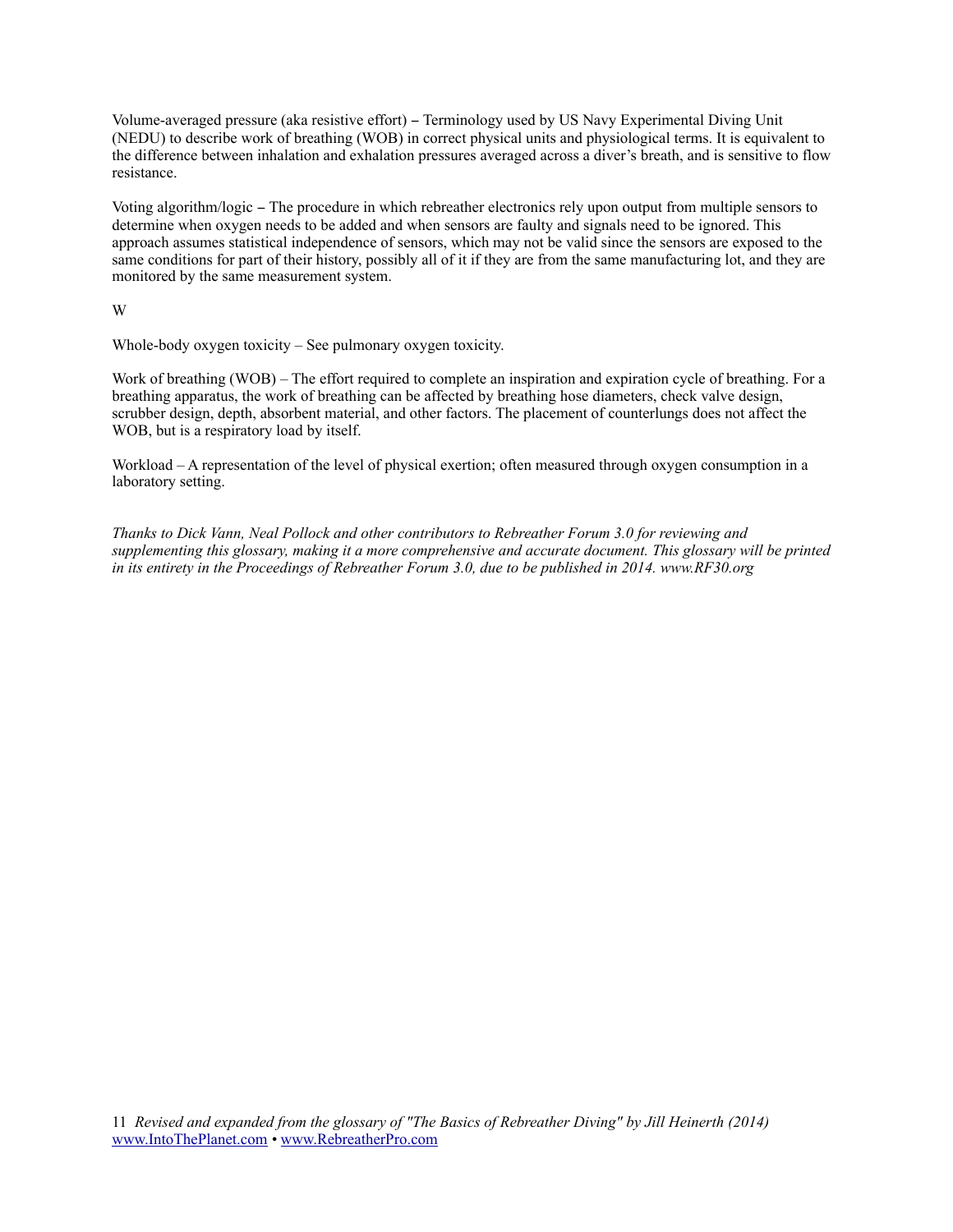Volume-averaged pressure (aka resistive effort) – Terminology used by US Navy Experimental Diving Unit (NEDU) to describe work of breathing (WOB) in correct physical units and physiological terms. It is equivalent to the difference between inhalation and exhalation pressures averaged across a diver's breath, and is sensitive to flow resistance.

Voting algorithm/logic – The procedure in which rebreather electronics rely upon output from multiple sensors to determine when oxygen needs to be added and when sensors are faulty and signals need to be ignored. This approach assumes statistical independence of sensors, which may not be valid since the sensors are exposed to the same conditions for part of their history, possibly all of it if they are from the same manufacturing lot, and they are monitored by the same measurement system.

W

Whole-body oxygen toxicity – See pulmonary oxygen toxicity.

Work of breathing (WOB) – The effort required to complete an inspiration and expiration cycle of breathing. For a breathing apparatus, the work of breathing can be affected by breathing hose diameters, check valve design, scrubber design, depth, absorbent material, and other factors. The placement of counterlungs does not affect the WOB, but is a respiratory load by itself.

Workload – A representation of the level of physical exertion; often measured through oxygen consumption in a laboratory setting.

*Thanks to Dick Vann, Neal Pollock and other contributors to Rebreather Forum 3.0 for reviewing and supplementing this glossary, making it a more comprehensive and accurate document. This glossary will be printed in its entirety in the Proceedings of Rebreather Forum 3.0, due to be published in 2014. www.RF30.org*